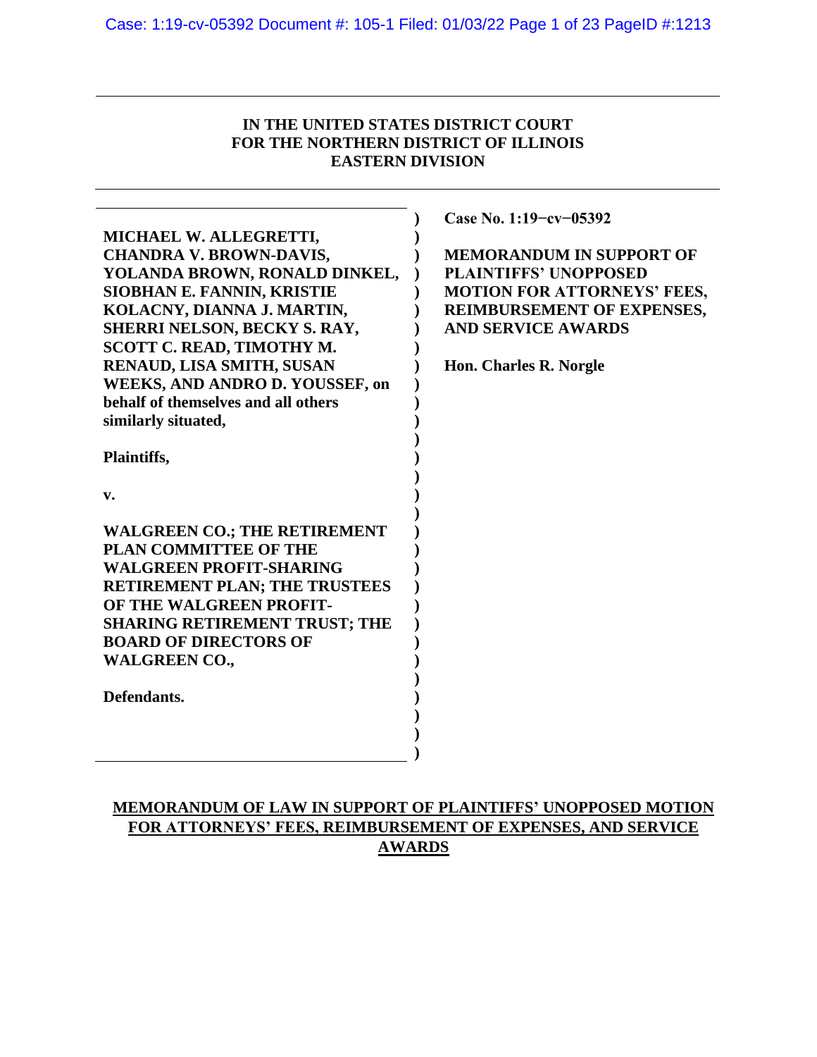**IN THE UNITED STATES DISTRICT COURT**
**FOR THE NORTHERN DISTRICT OF ILLINOIS**
**EASTERN DIVISION**

**MICHAEL W. ALLEGRETTI, CHANDRA V. BROWN-DAVIS, YOLANDA BROWN, RONALD DINKEL, SIOBHAN E. FANNIN, KRISTIE KOLACNY, DIANNA J. MARTIN, SHERRI NELSON, BECKY S. RAY, SCOTT C. READ, TIMOTHY M. RENAUD, LISA SMITH, SUSAN WEEKS, AND ANDRO D. YOUSSEF, on behalf of themselves and all others similarly situated,**

**Plaintiffs,**

**v.**

**WALGREEN CO.; THE RETIREMENT PLAN COMMITTEE OF THE WALGREEN PROFIT-SHARING RETIREMENT PLAN; THE TRUSTEES OF THE WALGREEN PROFIT-SHARING RETIREMENT TRUST; THE BOARD OF DIRECTORS OF WALGREEN CO.,**

**Defendants.**

**Case No. 1:19−cv−05392**

**MEMORANDUM IN SUPPORT OF PLAINTIFFS' UNOPPOSED MOTION FOR ATTORNEYS' FEES, REIMBURSEMENT OF EXPENSES, AND SERVICE AWARDS**

**Hon. Charles R. Norgle**

# MEMORANDUM OF LAW IN SUPPORT OF PLAINTIFFS' UNOPPOSED MOTION FOR ATTORNEYS' FEES, REIMBURSEMENT OF EXPENSES, AND SERVICE AWARDS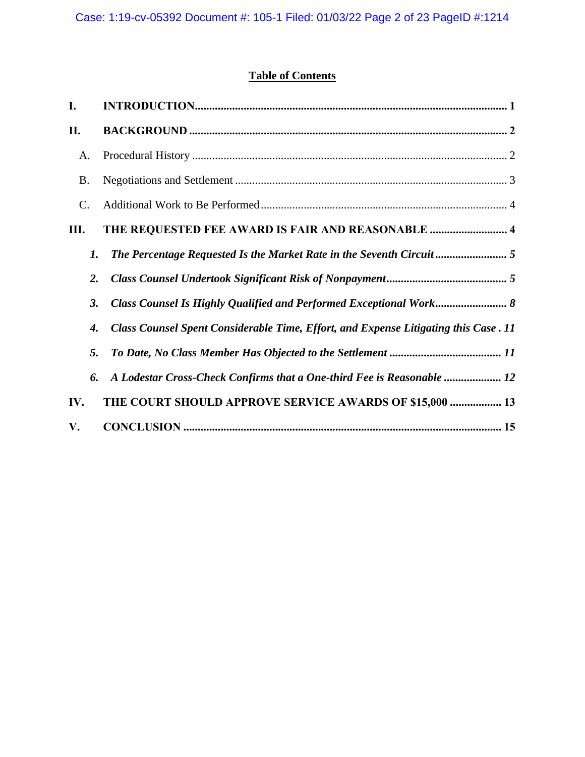## Table of Contents

**I. INTRODUCTION** .......... **1**

**II. BACKGROUND** .......... **2**

A. Procedural History .......... 2

B. Negotiations and Settlement .......... 3

C. Additional Work to Be Performed .......... 4

**III. THE REQUESTED FEE AWARD IS FAIR AND REASONABLE** .......... **4**

***1. The Percentage Requested Is the Market Rate in the Seventh Circuit*** .......... ***5***

***2. Class Counsel Undertook Significant Risk of Nonpayment*** .......... ***5***

***3. Class Counsel Is Highly Qualified and Performed Exceptional Work*** .......... ***8***

***4. Class Counsel Spent Considerable Time, Effort, and Expense Litigating this Case*** . ***11***

***5. To Date, No Class Member Has Objected to the Settlement*** .......... ***11***

***6. A Lodestar Cross-Check Confirms that a One-third Fee is Reasonable*** .......... ***12***

**IV. THE COURT SHOULD APPROVE SERVICE AWARDS OF $15,000** .......... **13**

**V. CONCLUSION** .......... **15**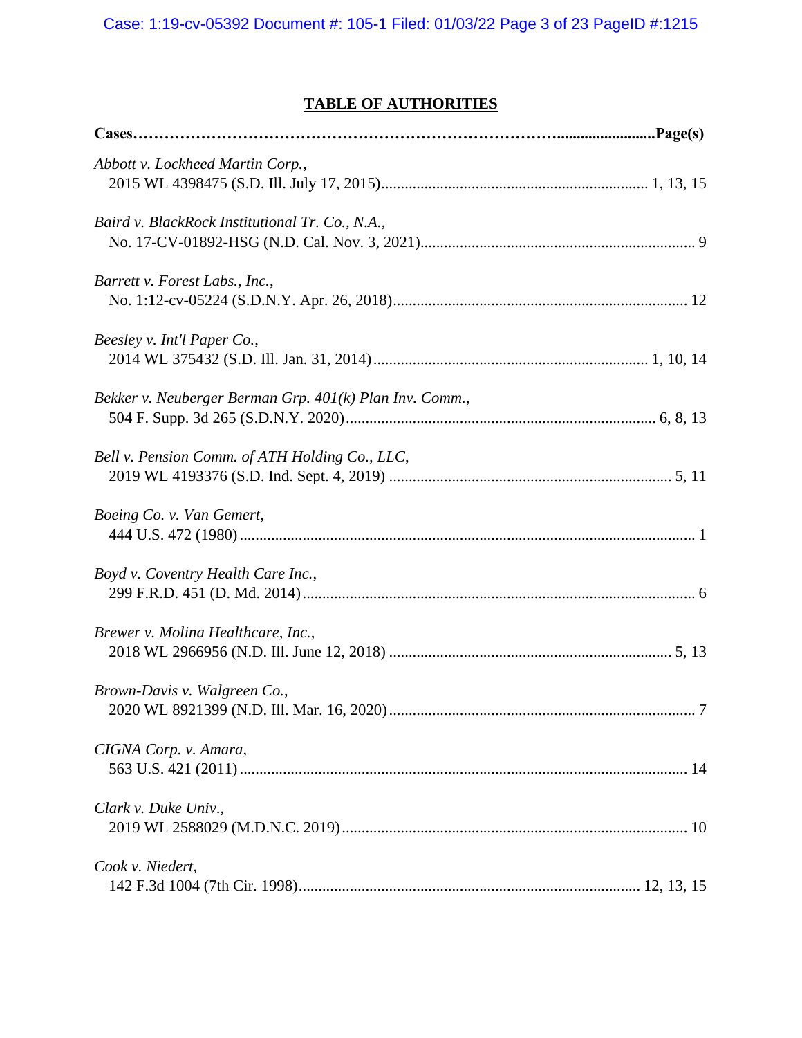# TABLE OF AUTHORITIES

| **Cases** | **Page(s)** |
|---|---|
| *Abbott v. Lockheed Martin Corp.*, 2015 WL 4398475 (S.D. Ill. July 17, 2015) | 1, 13, 15 |
| *Baird v. BlackRock Institutional Tr. Co., N.A.*, No. 17-CV-01892-HSG (N.D. Cal. Nov. 3, 2021) | 9 |
| *Barrett v. Forest Labs., Inc.*, No. 1:12-cv-05224 (S.D.N.Y. Apr. 26, 2018) | 12 |
| *Beesley v. Int'l Paper Co.*, 2014 WL 375432 (S.D. Ill. Jan. 31, 2014) | 1, 10, 14 |
| *Bekker v. Neuberger Berman Grp. 401(k) Plan Inv. Comm.*, 504 F. Supp. 3d 265 (S.D.N.Y. 2020) | 6, 8, 13 |
| *Bell v. Pension Comm. of ATH Holding Co., LLC*, 2019 WL 4193376 (S.D. Ind. Sept. 4, 2019) | 5, 11 |
| *Boeing Co. v. Van Gemert*, 444 U.S. 472 (1980) | 1 |
| *Boyd v. Coventry Health Care Inc.*, 299 F.R.D. 451 (D. Md. 2014) | 6 |
| *Brewer v. Molina Healthcare, Inc.*, 2018 WL 2966956 (N.D. Ill. June 12, 2018) | 5, 13 |
| *Brown-Davis v. Walgreen Co.*, 2020 WL 8921399 (N.D. Ill. Mar. 16, 2020) | 7 |
| *CIGNA Corp. v. Amara*, 563 U.S. 421 (2011) | 14 |
| *Clark v. Duke Univ.*, 2019 WL 2588029 (M.D.N.C. 2019) | 10 |
| *Cook v. Niedert*, 142 F.3d 1004 (7th Cir. 1998) | 12, 13, 15 |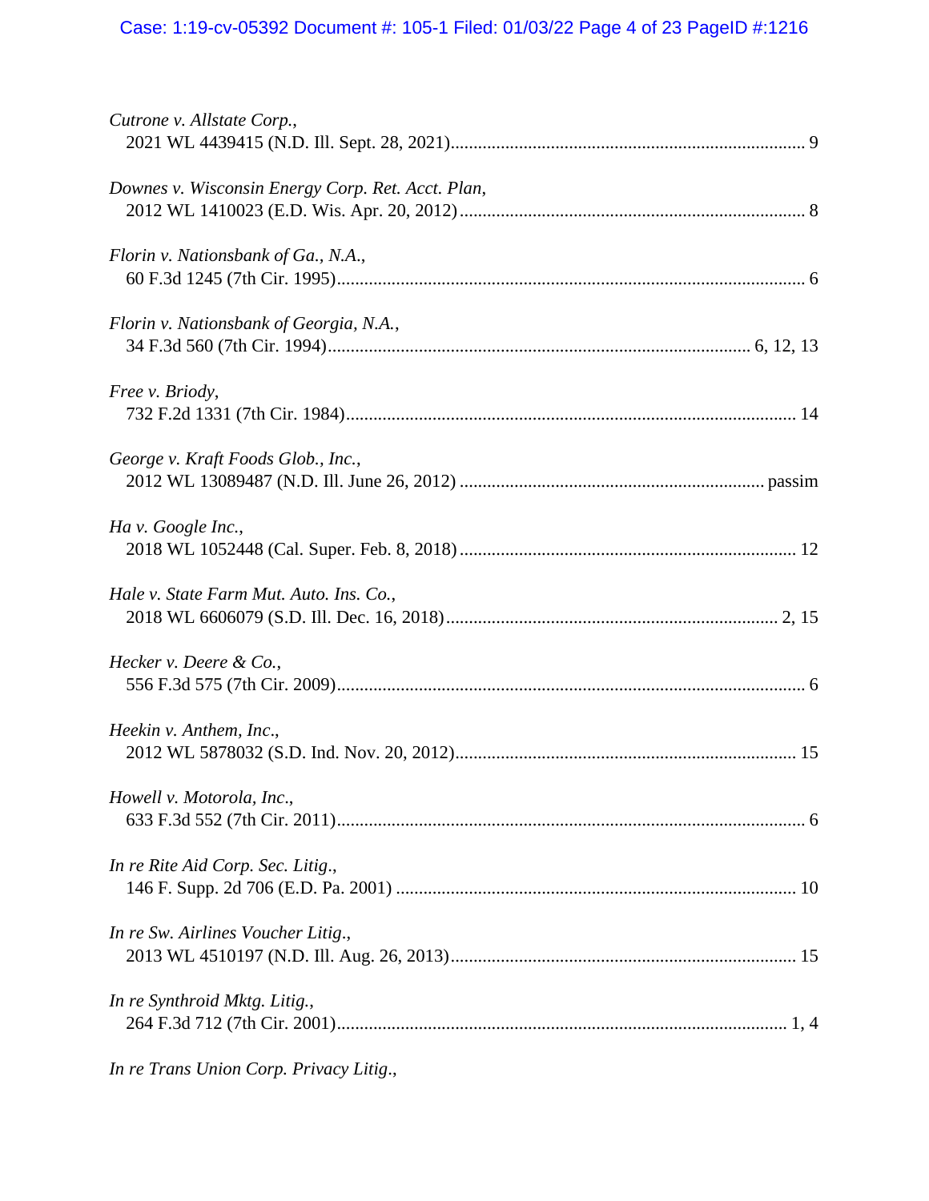*Cutrone v. Allstate Corp.*,
2021 WL 4439415 (N.D. Ill. Sept. 28, 2021) ........................................................................... 9

*Downes v. Wisconsin Energy Corp. Ret. Acct. Plan*,
2012 WL 1410023 (E.D. Wis. Apr. 20, 2012) ........................................................................... 8

*Florin v. Nationsbank of Ga., N.A.*,
60 F.3d 1245 (7th Cir. 1995) ....................................................................................................... 6

*Florin v. Nationsbank of Georgia, N.A.*,
34 F.3d 560 (7th Cir. 1994) .......................................................................................... 6, 12, 13

*Free v. Briody*,
732 F.2d 1331 (7th Cir. 1984) ................................................................................................... 14

*George v. Kraft Foods Glob., Inc.*,
2012 WL 13089487 (N.D. Ill. June 26, 2012) ................................................................... passim

*Ha v. Google Inc.*,
2018 WL 1052448 (Cal. Super. Feb. 8, 2018) .......................................................................... 12

*Hale v. State Farm Mut. Auto. Ins. Co.*,
2018 WL 6606079 (S.D. Ill. Dec. 16, 2018) ........................................................................ 2, 15

*Hecker v. Deere & Co.*,
556 F.3d 575 (7th Cir. 2009) ....................................................................................................... 6

*Heekin v. Anthem, Inc.*,
2012 WL 5878032 (S.D. Ind. Nov. 20, 2012) ........................................................................... 15

*Howell v. Motorola, Inc.*,
633 F.3d 552 (7th Cir. 2011) ....................................................................................................... 6

*In re Rite Aid Corp. Sec. Litig.*,
146 F. Supp. 2d 706 (E.D. Pa. 2001) ........................................................................................ 10

*In re Sw. Airlines Voucher Litig.*,
2013 WL 4510197 (N.D. Ill. Aug. 26, 2013) ............................................................................ 15

*In re Synthroid Mktg. Litig.*,
264 F.3d 712 (7th Cir. 2001) ................................................................................................... 1, 4

*In re Trans Union Corp. Privacy Litig.*,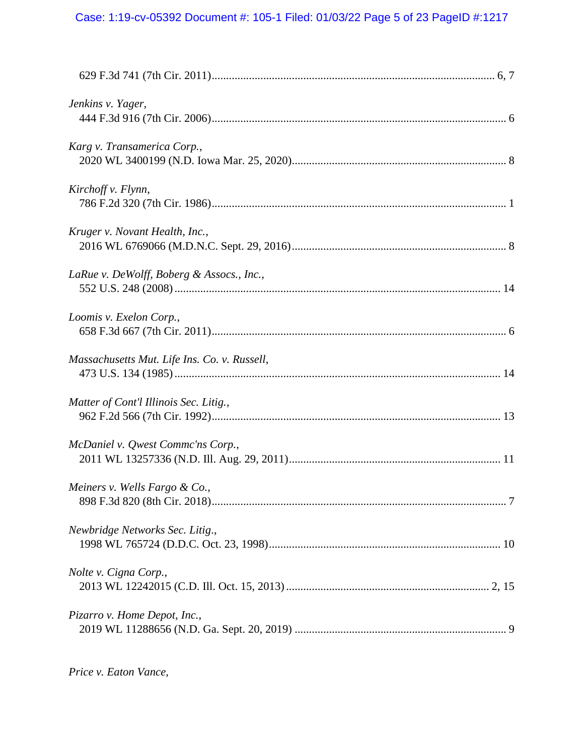629 F.3d 741 (7th Cir. 2011)........................................................................................... 6, 7

*Jenkins v. Yager*,
444 F.3d 916 (7th Cir. 2006)........................................................................................... 6

*Karg v. Transamerica Corp.*,
2020 WL 3400199 (N.D. Iowa Mar. 25, 2020)............................................................... 8

*Kirchoff v. Flynn*,
786 F.2d 320 (7th Cir. 1986)........................................................................................... 1

*Kruger v. Novant Health, Inc.*,
2016 WL 6769066 (M.D.N.C. Sept. 29, 2016)................................................................ 8

*LaRue v. DeWolff, Boberg & Assocs., Inc.*,
552 U.S. 248 (2008)....................................................................................................... 14

*Loomis v. Exelon Corp.*,
658 F.3d 667 (7th Cir. 2011)........................................................................................... 6

*Massachusetts Mut. Life Ins. Co. v. Russell*,
473 U.S. 134 (1985)....................................................................................................... 14

*Matter of Cont'l Illinois Sec. Litig.*,
962 F.2d 566 (7th Cir. 1992)......................................................................................... 13

*McDaniel v. Qwest Commc'ns Corp.*,
2011 WL 13257336 (N.D. Ill. Aug. 29, 2011)............................................................... 11

*Meiners v. Wells Fargo & Co.*,
898 F.3d 820 (8th Cir. 2018)........................................................................................... 7

*Newbridge Networks Sec. Litig*.,
1998 WL 765724 (D.D.C. Oct. 23, 1998)...................................................................... 10

*Nolte v. Cigna Corp.*,
2013 WL 12242015 (C.D. Ill. Oct. 15, 2013)............................................................ 2, 15

*Pizarro v. Home Depot, Inc.*,
2019 WL 11288656 (N.D. Ga. Sept. 20, 2019)................................................................ 9

*Price v. Eaton Vance*,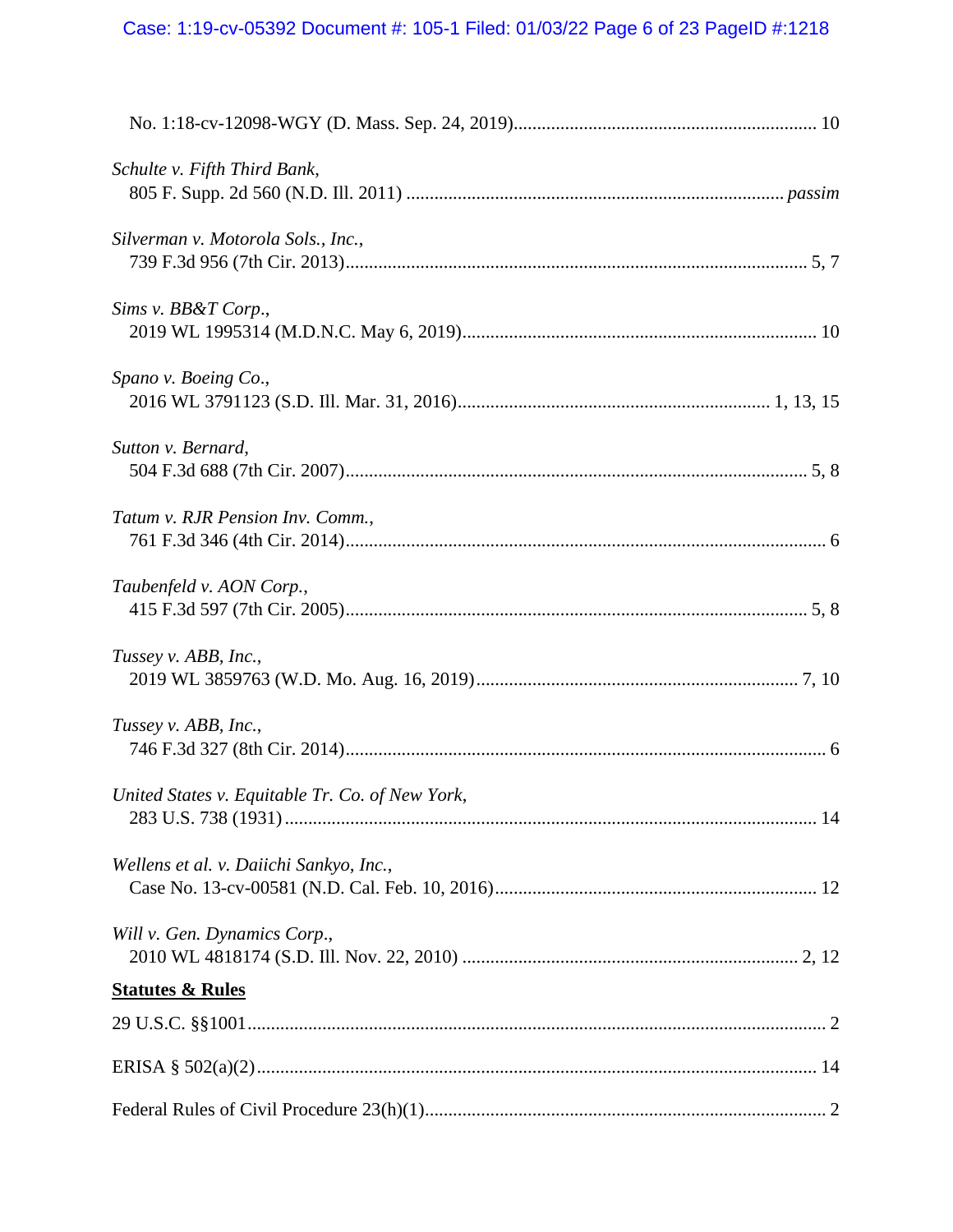No. 1:18-cv-12098-WGY (D. Mass. Sep. 24, 2019)................................................................ 10

*Schulte v. Fifth Third Bank*,
805 F. Supp. 2d 560 (N.D. Ill. 2011) ................................................................................ *passim*

*Silverman v. Motorola Sols., Inc.*,
739 F.3d 956 (7th Cir. 2013)................................................................................................. 5, 7

*Sims v. BB&T Corp.*,
2019 WL 1995314 (M.D.N.C. May 6, 2019)........................................................................... 10

*Spano v. Boeing Co.*,
2016 WL 3791123 (S.D. Ill. Mar. 31, 2016)................................................................. 1, 13, 15

*Sutton v. Bernard*,
504 F.3d 688 (7th Cir. 2007).................................................................................................. 5, 8

*Tatum v. RJR Pension Inv. Comm.*,
761 F.3d 346 (4th Cir. 2014)...................................................................................................... 6

*Taubenfeld v. AON Corp.*,
415 F.3d 597 (7th Cir. 2005).................................................................................................. 5, 8

*Tussey v. ABB, Inc.*,
2019 WL 3859763 (W.D. Mo. Aug. 16, 2019).................................................................... 7, 10

*Tussey v. ABB, Inc.*,
746 F.3d 327 (8th Cir. 2014)...................................................................................................... 6

*United States v. Equitable Tr. Co. of New York*,
283 U.S. 738 (1931) ................................................................................................................. 14

*Wellens et al. v. Daiichi Sankyo, Inc.*,
Case No. 13-cv-00581 (N.D. Cal. Feb. 10, 2016).................................................................... 12

*Will v. Gen. Dynamics Corp.*,
2010 WL 4818174 (S.D. Ill. Nov. 22, 2010) ....................................................................... 2, 12

**Statutes & Rules**

29 U.S.C. §§1001......................................................................................................................... 2

ERISA § 502(a)(2)...................................................................................................................... 14

Federal Rules of Civil Procedure 23(h)(1)..................................................................................... 2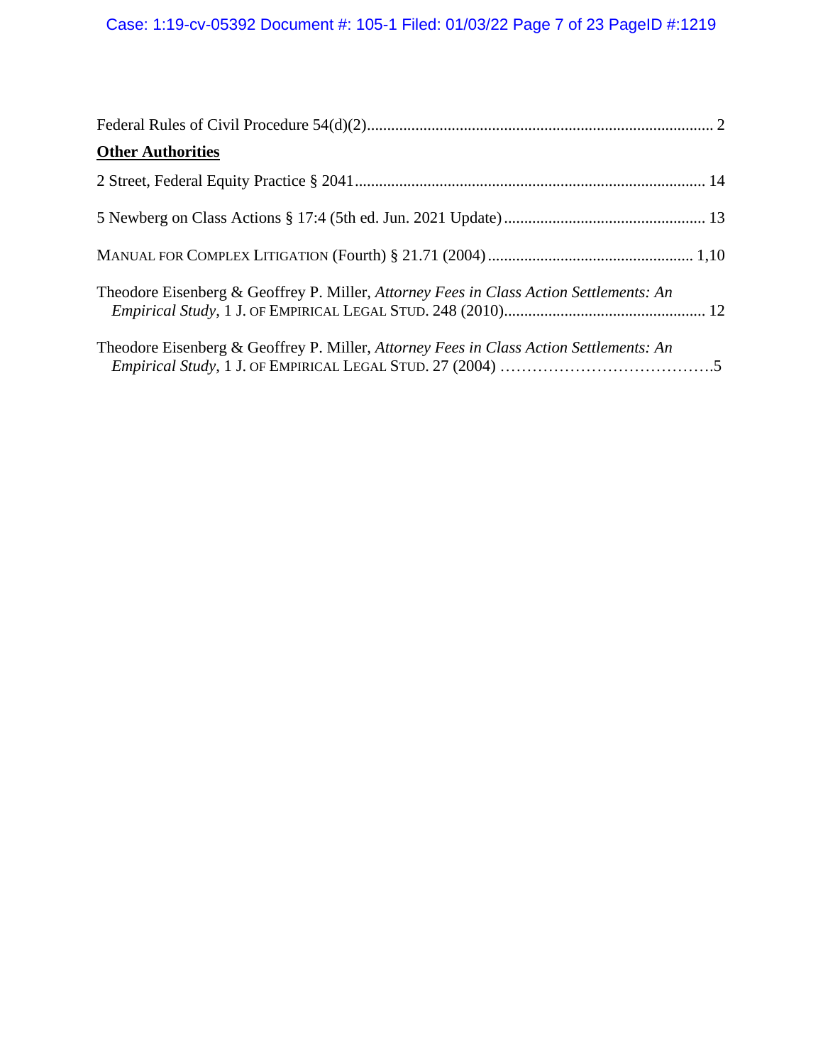Federal Rules of Civil Procedure 54(d)(2)....................................................................................... 2

**Other Authorities**

2 Street, Federal Equity Practice § 2041....................................................................................... 14

5 Newberg on Class Actions § 17:4 (5th ed. Jun. 2021 Update).................................................. 13

MANUAL FOR COMPLEX LITIGATION (Fourth) § 21.71 (2004).................................................. 1,10

Theodore Eisenberg & Geoffrey P. Miller, *Attorney Fees in Class Action Settlements: An Empirical Study*, 1 J. OF EMPIRICAL LEGAL STUD. 248 (2010).................................................. 12

Theodore Eisenberg & Geoffrey P. Miller, *Attorney Fees in Class Action Settlements: An Empirical Study*, 1 J. OF EMPIRICAL LEGAL STUD. 27 (2004) ………………………………….5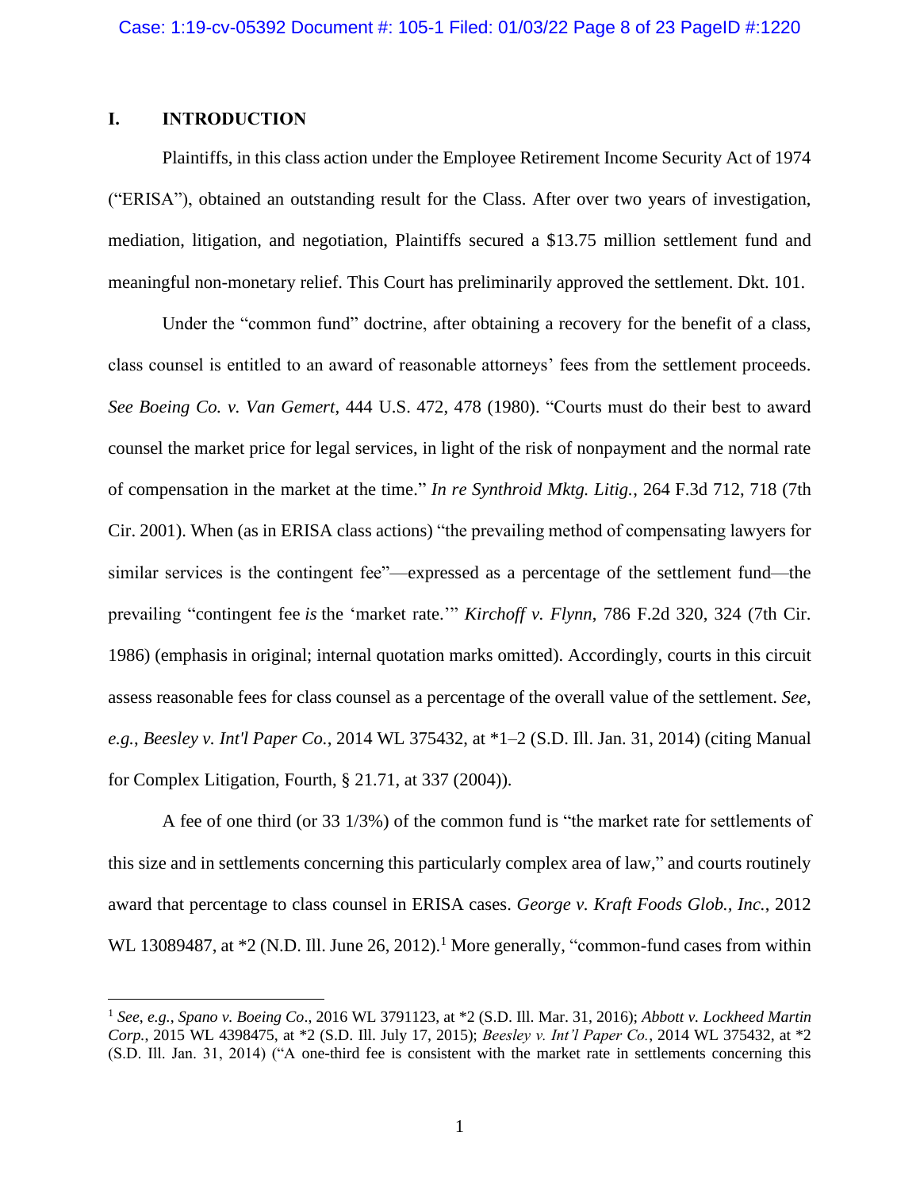## I. INTRODUCTION

Plaintiffs, in this class action under the Employee Retirement Income Security Act of 1974 ("ERISA"), obtained an outstanding result for the Class. After over two years of investigation, mediation, litigation, and negotiation, Plaintiffs secured a $13.75 million settlement fund and meaningful non-monetary relief. This Court has preliminarily approved the settlement. Dkt. 101.

Under the "common fund" doctrine, after obtaining a recovery for the benefit of a class, class counsel is entitled to an award of reasonable attorneys' fees from the settlement proceeds. *See Boeing Co. v. Van Gemert*, 444 U.S. 472, 478 (1980). "Courts must do their best to award counsel the market price for legal services, in light of the risk of nonpayment and the normal rate of compensation in the market at the time." *In re Synthroid Mktg. Litig.*, 264 F.3d 712, 718 (7th Cir. 2001). When (as in ERISA class actions) "the prevailing method of compensating lawyers for similar services is the contingent fee"—expressed as a percentage of the settlement fund—the prevailing "contingent fee *is* the 'market rate.'" *Kirchoff v. Flynn*, 786 F.2d 320, 324 (7th Cir. 1986) (emphasis in original; internal quotation marks omitted). Accordingly, courts in this circuit assess reasonable fees for class counsel as a percentage of the overall value of the settlement. *See, e.g.*, *Beesley v. Int'l Paper Co.*, 2014 WL 375432, at *1–2 (S.D. Ill. Jan. 31, 2014) (citing Manual for Complex Litigation, Fourth, § 21.71, at 337 (2004)).

A fee of one third (or 33 1/3%) of the common fund is "the market rate for settlements of this size and in settlements concerning this particularly complex area of law," and courts routinely award that percentage to class counsel in ERISA cases. *George v. Kraft Foods Glob., Inc.*, 2012 WL 13089487, at *2 (N.D. Ill. June 26, 2012).[1] More generally, "common-fund cases from within

---

[1] *See, e.g.*, *Spano v. Boeing Co*., 2016 WL 3791123, at *2 (S.D. Ill. Mar. 31, 2016); *Abbott v. Lockheed Martin Corp.*, 2015 WL 4398475, at *2 (S.D. Ill. July 17, 2015); *Beesley v. Int'l Paper Co.*, 2014 WL 375432, at *2 (S.D. Ill. Jan. 31, 2014) ("A one-third fee is consistent with the market rate in settlements concerning this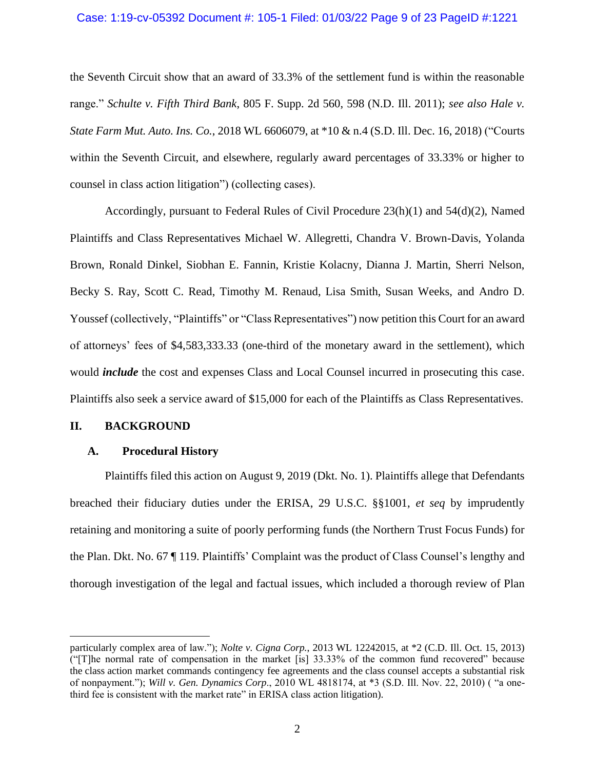the Seventh Circuit show that an award of 33.3% of the settlement fund is within the reasonable range." *Schulte v. Fifth Third Bank*, 805 F. Supp. 2d 560, 598 (N.D. Ill. 2011); *see also Hale v. State Farm Mut. Auto. Ins. Co.*, 2018 WL 6606079, at *10 & n.4 (S.D. Ill. Dec. 16, 2018) ("Courts within the Seventh Circuit, and elsewhere, regularly award percentages of 33.33% or higher to counsel in class action litigation") (collecting cases).

Accordingly, pursuant to Federal Rules of Civil Procedure 23(h)(1) and 54(d)(2), Named Plaintiffs and Class Representatives Michael W. Allegretti, Chandra V. Brown-Davis, Yolanda Brown, Ronald Dinkel, Siobhan E. Fannin, Kristie Kolacny, Dianna J. Martin, Sherri Nelson, Becky S. Ray, Scott C. Read, Timothy M. Renaud, Lisa Smith, Susan Weeks, and Andro D. Youssef (collectively, "Plaintiffs" or "Class Representatives") now petition this Court for an award of attorneys' fees of $4,583,333.33 (one-third of the monetary award in the settlement), which would ***include*** the cost and expenses Class and Local Counsel incurred in prosecuting this case. Plaintiffs also seek a service award of $15,000 for each of the Plaintiffs as Class Representatives.

## II. BACKGROUND

### A. Procedural History

Plaintiffs filed this action on August 9, 2019 (Dkt. No. 1). Plaintiffs allege that Defendants breached their fiduciary duties under the ERISA, 29 U.S.C. §§1001, *et seq* by imprudently retaining and monitoring a suite of poorly performing funds (the Northern Trust Focus Funds) for the Plan. Dkt. No. 67 ¶ 119. Plaintiffs' Complaint was the product of Class Counsel's lengthy and thorough investigation of the legal and factual issues, which included a thorough review of Plan

---

particularly complex area of law."); *Nolte v. Cigna Corp.*, 2013 WL 12242015, at *2 (C.D. Ill. Oct. 15, 2013) ("[T]he normal rate of compensation in the market [is] 33.33% of the common fund recovered" because the class action market commands contingency fee agreements and the class counsel accepts a substantial risk of nonpayment."); *Will v. Gen. Dynamics Corp*., 2010 WL 4818174, at *3 (S.D. Ill. Nov. 22, 2010) ( "a one-third fee is consistent with the market rate" in ERISA class action litigation).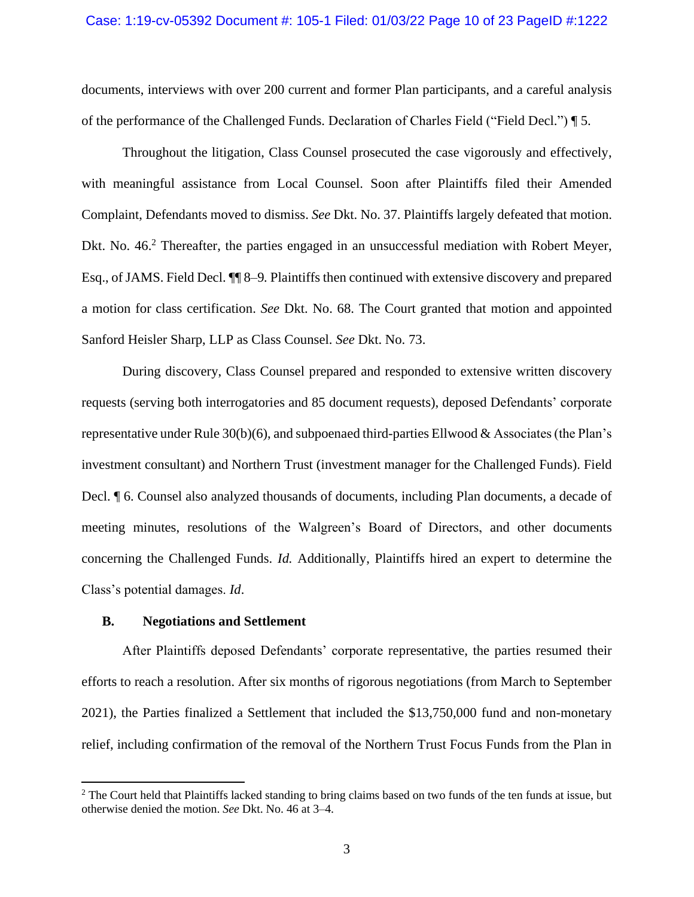documents, interviews with over 200 current and former Plan participants, and a careful analysis of the performance of the Challenged Funds. Declaration of Charles Field ("Field Decl.") ¶ 5.

Throughout the litigation, Class Counsel prosecuted the case vigorously and effectively, with meaningful assistance from Local Counsel. Soon after Plaintiffs filed their Amended Complaint, Defendants moved to dismiss. *See* Dkt. No. 37. Plaintiffs largely defeated that motion. Dkt. No. 46.[2] Thereafter, the parties engaged in an unsuccessful mediation with Robert Meyer, Esq., of JAMS. Field Decl. ¶¶ 8–9. Plaintiffs then continued with extensive discovery and prepared a motion for class certification. *See* Dkt. No. 68. The Court granted that motion and appointed Sanford Heisler Sharp, LLP as Class Counsel. *See* Dkt. No. 73.

During discovery, Class Counsel prepared and responded to extensive written discovery requests (serving both interrogatories and 85 document requests), deposed Defendants' corporate representative under Rule 30(b)(6), and subpoenaed third-parties Ellwood & Associates (the Plan's investment consultant) and Northern Trust (investment manager for the Challenged Funds). Field Decl. ¶ 6. Counsel also analyzed thousands of documents, including Plan documents, a decade of meeting minutes, resolutions of the Walgreen's Board of Directors, and other documents concerning the Challenged Funds. *Id.* Additionally, Plaintiffs hired an expert to determine the Class's potential damages. *Id*.

### B. Negotiations and Settlement

After Plaintiffs deposed Defendants' corporate representative, the parties resumed their efforts to reach a resolution. After six months of rigorous negotiations (from March to September 2021), the Parties finalized a Settlement that included the $13,750,000 fund and non-monetary relief, including confirmation of the removal of the Northern Trust Focus Funds from the Plan in

---

[2] The Court held that Plaintiffs lacked standing to bring claims based on two funds of the ten funds at issue, but otherwise denied the motion. *See* Dkt. No. 46 at 3–4.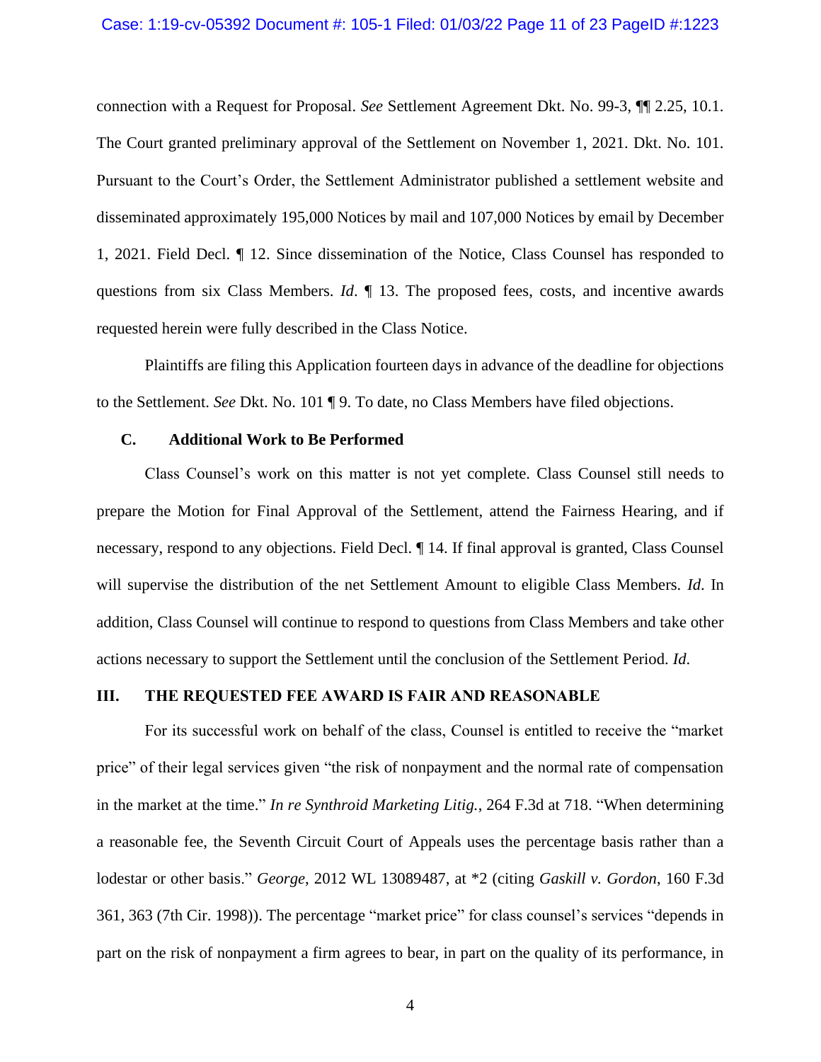connection with a Request for Proposal. *See* Settlement Agreement Dkt. No. 99-3, ¶¶ 2.25, 10.1. The Court granted preliminary approval of the Settlement on November 1, 2021. Dkt. No. 101. Pursuant to the Court's Order, the Settlement Administrator published a settlement website and disseminated approximately 195,000 Notices by mail and 107,000 Notices by email by December 1, 2021. Field Decl. ¶ 12. Since dissemination of the Notice, Class Counsel has responded to questions from six Class Members. *Id*. ¶ 13. The proposed fees, costs, and incentive awards requested herein were fully described in the Class Notice.

Plaintiffs are filing this Application fourteen days in advance of the deadline for objections to the Settlement. *See* Dkt. No. 101 ¶ 9. To date, no Class Members have filed objections.

### C. Additional Work to Be Performed

Class Counsel's work on this matter is not yet complete. Class Counsel still needs to prepare the Motion for Final Approval of the Settlement, attend the Fairness Hearing, and if necessary, respond to any objections. Field Decl. ¶ 14. If final approval is granted, Class Counsel will supervise the distribution of the net Settlement Amount to eligible Class Members. *Id*. In addition, Class Counsel will continue to respond to questions from Class Members and take other actions necessary to support the Settlement until the conclusion of the Settlement Period. *Id*.

## III. THE REQUESTED FEE AWARD IS FAIR AND REASONABLE

For its successful work on behalf of the class, Counsel is entitled to receive the "market price" of their legal services given "the risk of nonpayment and the normal rate of compensation in the market at the time." *In re Synthroid Marketing Litig.*, 264 F.3d at 718. "When determining a reasonable fee, the Seventh Circuit Court of Appeals uses the percentage basis rather than a lodestar or other basis." *George*, 2012 WL 13089487, at *2 (citing *Gaskill v. Gordon*, 160 F.3d 361, 363 (7th Cir. 1998)). The percentage "market price" for class counsel's services "depends in part on the risk of nonpayment a firm agrees to bear, in part on the quality of its performance, in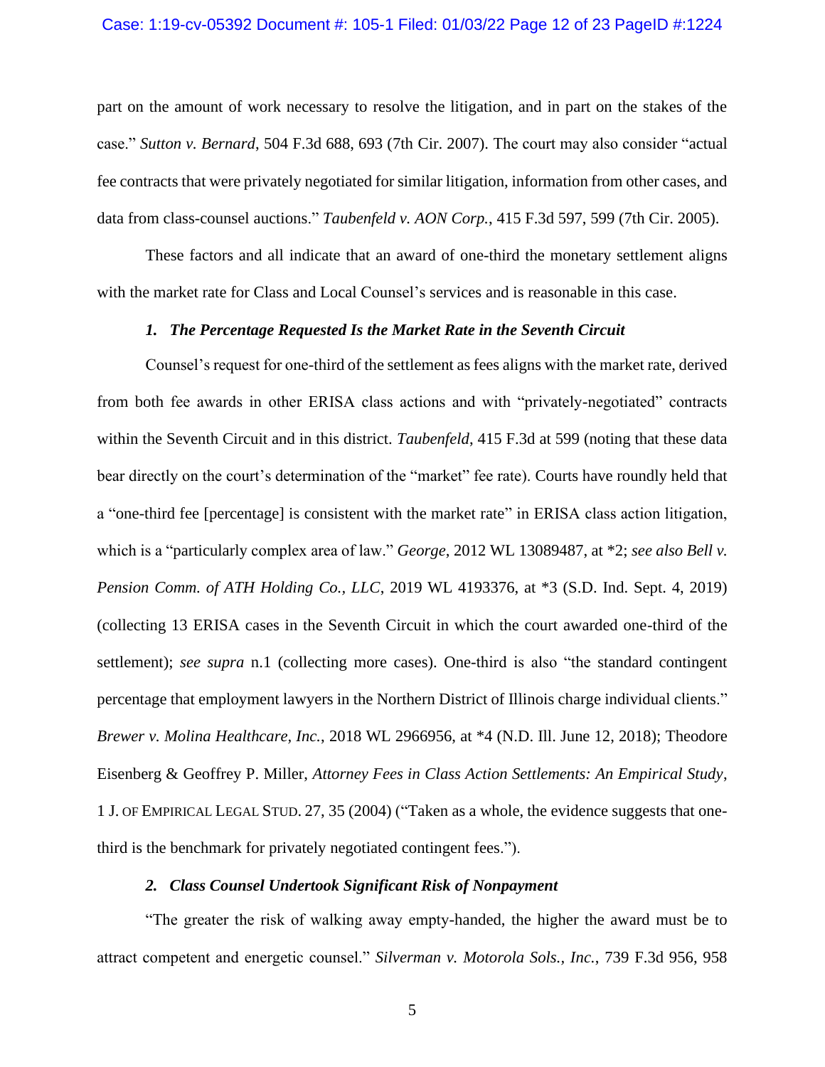part on the amount of work necessary to resolve the litigation, and in part on the stakes of the case." *Sutton v. Bernard*, 504 F.3d 688, 693 (7th Cir. 2007). The court may also consider "actual fee contracts that were privately negotiated for similar litigation, information from other cases, and data from class-counsel auctions." *Taubenfeld v. AON Corp.*, 415 F.3d 597, 599 (7th Cir. 2005).

These factors and all indicate that an award of one-third the monetary settlement aligns with the market rate for Class and Local Counsel's services and is reasonable in this case.

### *1. The Percentage Requested Is the Market Rate in the Seventh Circuit*

Counsel's request for one-third of the settlement as fees aligns with the market rate, derived from both fee awards in other ERISA class actions and with "privately-negotiated" contracts within the Seventh Circuit and in this district. *Taubenfeld*, 415 F.3d at 599 (noting that these data bear directly on the court's determination of the "market" fee rate). Courts have roundly held that a "one-third fee [percentage] is consistent with the market rate" in ERISA class action litigation, which is a "particularly complex area of law." *George*, 2012 WL 13089487, at *2; *see also Bell v. Pension Comm. of ATH Holding Co., LLC*, 2019 WL 4193376, at *3 (S.D. Ind. Sept. 4, 2019) (collecting 13 ERISA cases in the Seventh Circuit in which the court awarded one-third of the settlement); *see supra* n.1 (collecting more cases). One-third is also "the standard contingent percentage that employment lawyers in the Northern District of Illinois charge individual clients." *Brewer v. Molina Healthcare, Inc.*, 2018 WL 2966956, at *4 (N.D. Ill. June 12, 2018); Theodore Eisenberg & Geoffrey P. Miller, *Attorney Fees in Class Action Settlements: An Empirical Study*, 1 J. OF EMPIRICAL LEGAL STUD. 27, 35 (2004) ("Taken as a whole, the evidence suggests that one-third is the benchmark for privately negotiated contingent fees.").

### *2. Class Counsel Undertook Significant Risk of Nonpayment*

"The greater the risk of walking away empty-handed, the higher the award must be to attract competent and energetic counsel." *Silverman v. Motorola Sols., Inc.*, 739 F.3d 956, 958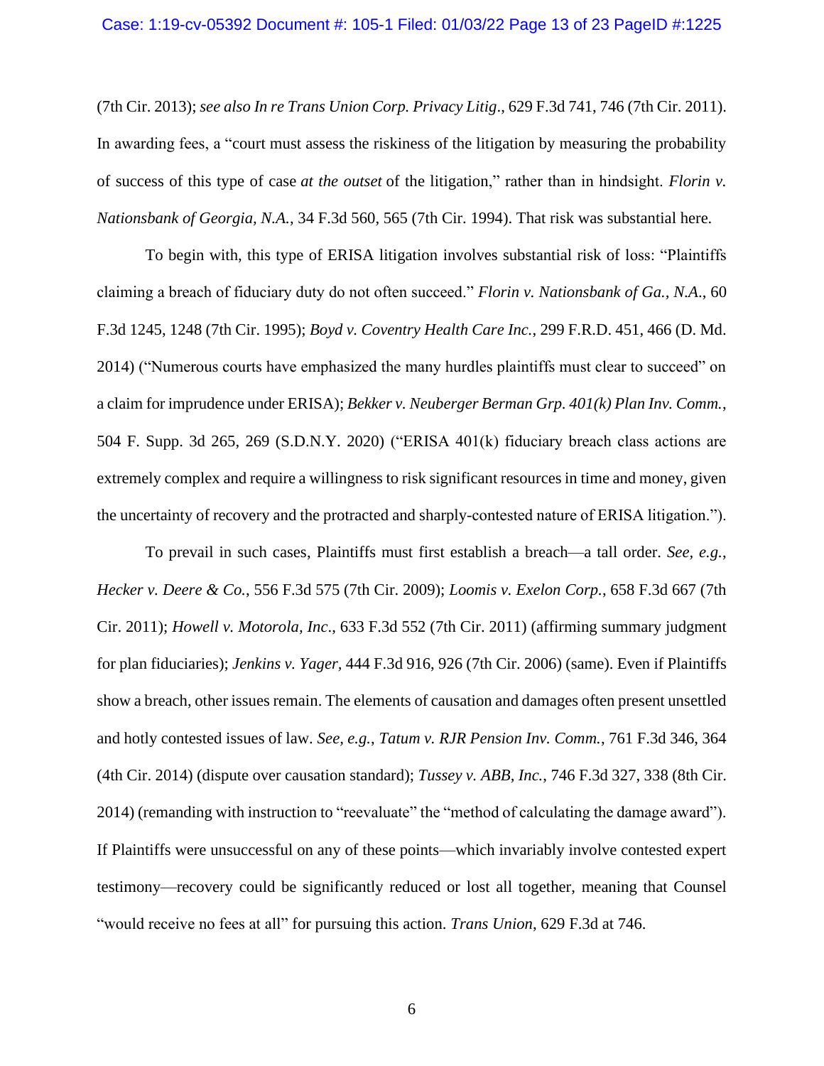(7th Cir. 2013); *see also In re Trans Union Corp. Privacy Litig*., 629 F.3d 741, 746 (7th Cir. 2011). In awarding fees, a "court must assess the riskiness of the litigation by measuring the probability of success of this type of case *at the outset* of the litigation," rather than in hindsight. *Florin v. Nationsbank of Georgia, N.A.*, 34 F.3d 560, 565 (7th Cir. 1994). That risk was substantial here.

To begin with, this type of ERISA litigation involves substantial risk of loss: "Plaintiffs claiming a breach of fiduciary duty do not often succeed." *Florin v. Nationsbank of Ga., N.A.*, 60 F.3d 1245, 1248 (7th Cir. 1995); *Boyd v. Coventry Health Care Inc.*, 299 F.R.D. 451, 466 (D. Md. 2014) ("Numerous courts have emphasized the many hurdles plaintiffs must clear to succeed" on a claim for imprudence under ERISA); *Bekker v. Neuberger Berman Grp. 401(k) Plan Inv. Comm.*, 504 F. Supp. 3d 265, 269 (S.D.N.Y. 2020) ("ERISA 401(k) fiduciary breach class actions are extremely complex and require a willingness to risk significant resources in time and money, given the uncertainty of recovery and the protracted and sharply-contested nature of ERISA litigation.").

To prevail in such cases, Plaintiffs must first establish a breach—a tall order. *See, e.g.*, *Hecker v. Deere & Co.*, 556 F.3d 575 (7th Cir. 2009); *Loomis v. Exelon Corp.*, 658 F.3d 667 (7th Cir. 2011); *Howell v. Motorola, Inc*., 633 F.3d 552 (7th Cir. 2011) (affirming summary judgment for plan fiduciaries); *Jenkins v. Yager*, 444 F.3d 916, 926 (7th Cir. 2006) (same). Even if Plaintiffs show a breach, other issues remain. The elements of causation and damages often present unsettled and hotly contested issues of law. *See, e.g.*, *Tatum v. RJR Pension Inv. Comm.*, 761 F.3d 346, 364 (4th Cir. 2014) (dispute over causation standard); *Tussey v. ABB, Inc.*, 746 F.3d 327, 338 (8th Cir. 2014) (remanding with instruction to "reevaluate" the "method of calculating the damage award"). If Plaintiffs were unsuccessful on any of these points—which invariably involve contested expert testimony—recovery could be significantly reduced or lost all together, meaning that Counsel "would receive no fees at all" for pursuing this action. *Trans Union*, 629 F.3d at 746.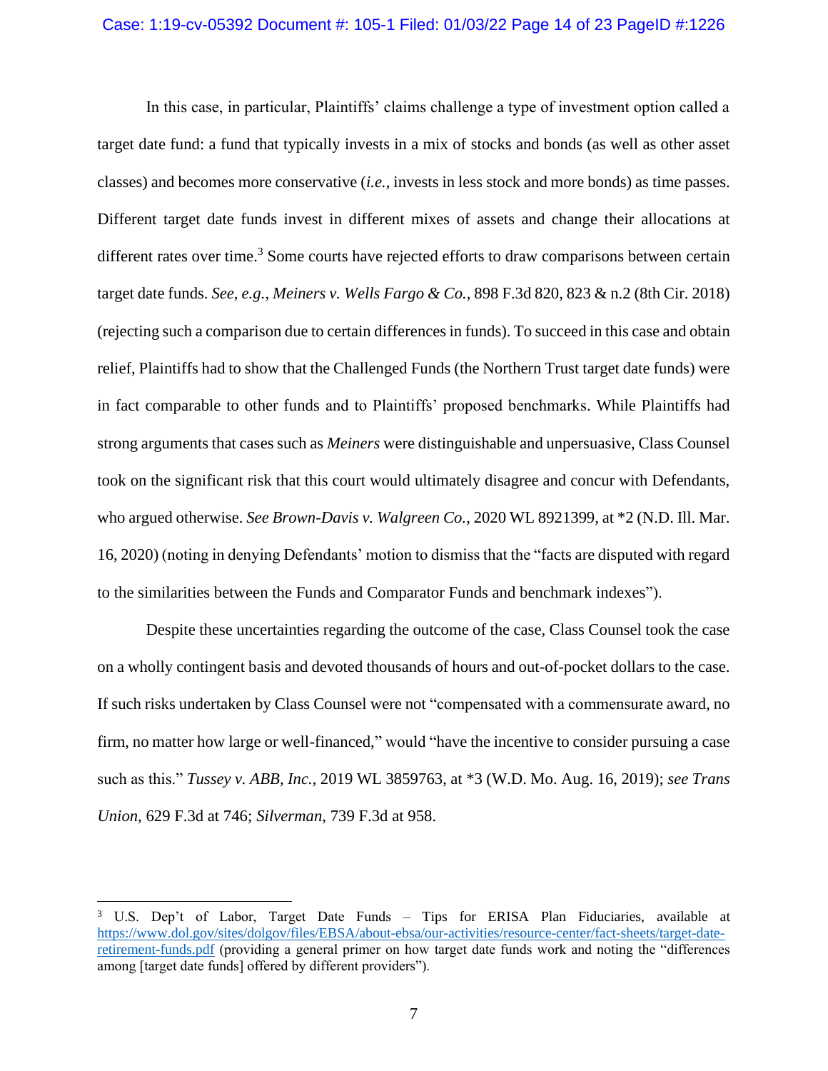In this case, in particular, Plaintiffs' claims challenge a type of investment option called a target date fund: a fund that typically invests in a mix of stocks and bonds (as well as other asset classes) and becomes more conservative (*i.e.*, invests in less stock and more bonds) as time passes. Different target date funds invest in different mixes of assets and change their allocations at different rates over time.[3] Some courts have rejected efforts to draw comparisons between certain target date funds. *See*, *e.g.*, *Meiners v. Wells Fargo & Co.*, 898 F.3d 820, 823 & n.2 (8th Cir. 2018) (rejecting such a comparison due to certain differences in funds). To succeed in this case and obtain relief, Plaintiffs had to show that the Challenged Funds (the Northern Trust target date funds) were in fact comparable to other funds and to Plaintiffs' proposed benchmarks. While Plaintiffs had strong arguments that cases such as *Meiners* were distinguishable and unpersuasive, Class Counsel took on the significant risk that this court would ultimately disagree and concur with Defendants, who argued otherwise. *See Brown-Davis v. Walgreen Co.*, 2020 WL 8921399, at *2 (N.D. Ill. Mar. 16, 2020) (noting in denying Defendants' motion to dismiss that the "facts are disputed with regard to the similarities between the Funds and Comparator Funds and benchmark indexes").

Despite these uncertainties regarding the outcome of the case, Class Counsel took the case on a wholly contingent basis and devoted thousands of hours and out-of-pocket dollars to the case. If such risks undertaken by Class Counsel were not "compensated with a commensurate award, no firm, no matter how large or well-financed," would "have the incentive to consider pursuing a case such as this." *Tussey v. ABB, Inc.*, 2019 WL 3859763, at *3 (W.D. Mo. Aug. 16, 2019); *see Trans Union*, 629 F.3d at 746; *Silverman*, 739 F.3d at 958.

---

[3] U.S. Dep't of Labor, Target Date Funds – Tips for ERISA Plan Fiduciaries, available at https://www.dol.gov/sites/dolgov/files/EBSA/about-ebsa/our-activities/resource-center/fact-sheets/target-date-retirement-funds.pdf (providing a general primer on how target date funds work and noting the "differences among [target date funds] offered by different providers").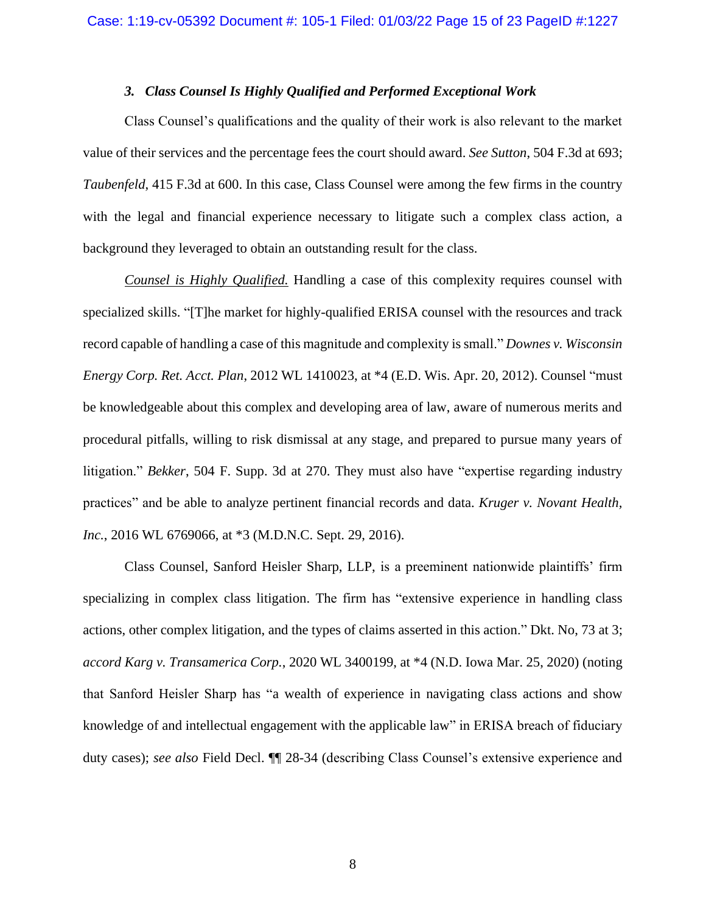### *3. Class Counsel Is Highly Qualified and Performed Exceptional Work*

Class Counsel's qualifications and the quality of their work is also relevant to the market value of their services and the percentage fees the court should award. *See Sutton*, 504 F.3d at 693; *Taubenfeld*, 415 F.3d at 600. In this case, Class Counsel were among the few firms in the country with the legal and financial experience necessary to litigate such a complex class action, a background they leveraged to obtain an outstanding result for the class.

*Counsel is Highly Qualified.* Handling a case of this complexity requires counsel with specialized skills. "[T]he market for highly-qualified ERISA counsel with the resources and track record capable of handling a case of this magnitude and complexity is small." *Downes v. Wisconsin Energy Corp. Ret. Acct. Plan*, 2012 WL 1410023, at *4 (E.D. Wis. Apr. 20, 2012). Counsel "must be knowledgeable about this complex and developing area of law, aware of numerous merits and procedural pitfalls, willing to risk dismissal at any stage, and prepared to pursue many years of litigation." *Bekker*, 504 F. Supp. 3d at 270. They must also have "expertise regarding industry practices" and be able to analyze pertinent financial records and data. *Kruger v. Novant Health, Inc.*, 2016 WL 6769066, at *3 (M.D.N.C. Sept. 29, 2016).

Class Counsel, Sanford Heisler Sharp, LLP, is a preeminent nationwide plaintiffs' firm specializing in complex class litigation. The firm has "extensive experience in handling class actions, other complex litigation, and the types of claims asserted in this action." Dkt. No, 73 at 3; *accord Karg v. Transamerica Corp.*, 2020 WL 3400199, at *4 (N.D. Iowa Mar. 25, 2020) (noting that Sanford Heisler Sharp has "a wealth of experience in navigating class actions and show knowledge of and intellectual engagement with the applicable law" in ERISA breach of fiduciary duty cases); *see also* Field Decl. ¶¶ 28-34 (describing Class Counsel's extensive experience and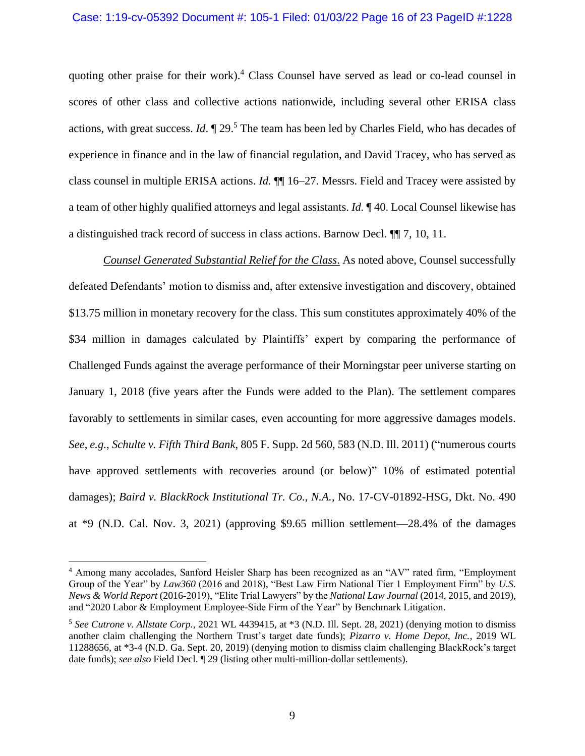quoting other praise for their work).[4] Class Counsel have served as lead or co-lead counsel in scores of other class and collective actions nationwide, including several other ERISA class actions, with great success. *Id*. ¶ 29.[5] The team has been led by Charles Field, who has decades of experience in finance and in the law of financial regulation, and David Tracey, who has served as class counsel in multiple ERISA actions. *Id.* ¶¶ 16–27. Messrs. Field and Tracey were assisted by a team of other highly qualified attorneys and legal assistants. *Id.* ¶ 40. Local Counsel likewise has a distinguished track record of success in class actions. Barnow Decl. ¶¶ 7, 10, 11.

*Counsel Generated Substantial Relief for the Class*. As noted above, Counsel successfully defeated Defendants' motion to dismiss and, after extensive investigation and discovery, obtained $13.75 million in monetary recovery for the class. This sum constitutes approximately 40% of the $34 million in damages calculated by Plaintiffs' expert by comparing the performance of Challenged Funds against the average performance of their Morningstar peer universe starting on January 1, 2018 (five years after the Funds were added to the Plan). The settlement compares favorably to settlements in similar cases, even accounting for more aggressive damages models. *See*, *e.g.*, *Schulte v. Fifth Third Bank*, 805 F. Supp. 2d 560, 583 (N.D. Ill. 2011) ("numerous courts have approved settlements with recoveries around (or below)" 10% of estimated potential damages); *Baird v. BlackRock Institutional Tr. Co., N.A.*, No. 17-CV-01892-HSG, Dkt. No. 490 at *9 (N.D. Cal. Nov. 3, 2021) (approving $9.65 million settlement—28.4% of the damages

---

[4] Among many accolades, Sanford Heisler Sharp has been recognized as an "AV" rated firm, "Employment Group of the Year" by *Law360* (2016 and 2018), "Best Law Firm National Tier 1 Employment Firm" by *U.S. News & World Report* (2016-2019), "Elite Trial Lawyers" by the *National Law Journal* (2014, 2015, and 2019), and "2020 Labor & Employment Employee-Side Firm of the Year" by Benchmark Litigation.

[5] *See Cutrone v. Allstate Corp.*, 2021 WL 4439415, at *3 (N.D. Ill. Sept. 28, 2021) (denying motion to dismiss another claim challenging the Northern Trust's target date funds); *Pizarro v. Home Depot, Inc.*, 2019 WL 11288656, at *3-4 (N.D. Ga. Sept. 20, 2019) (denying motion to dismiss claim challenging BlackRock's target date funds); *see also* Field Decl. ¶ 29 (listing other multi-million-dollar settlements).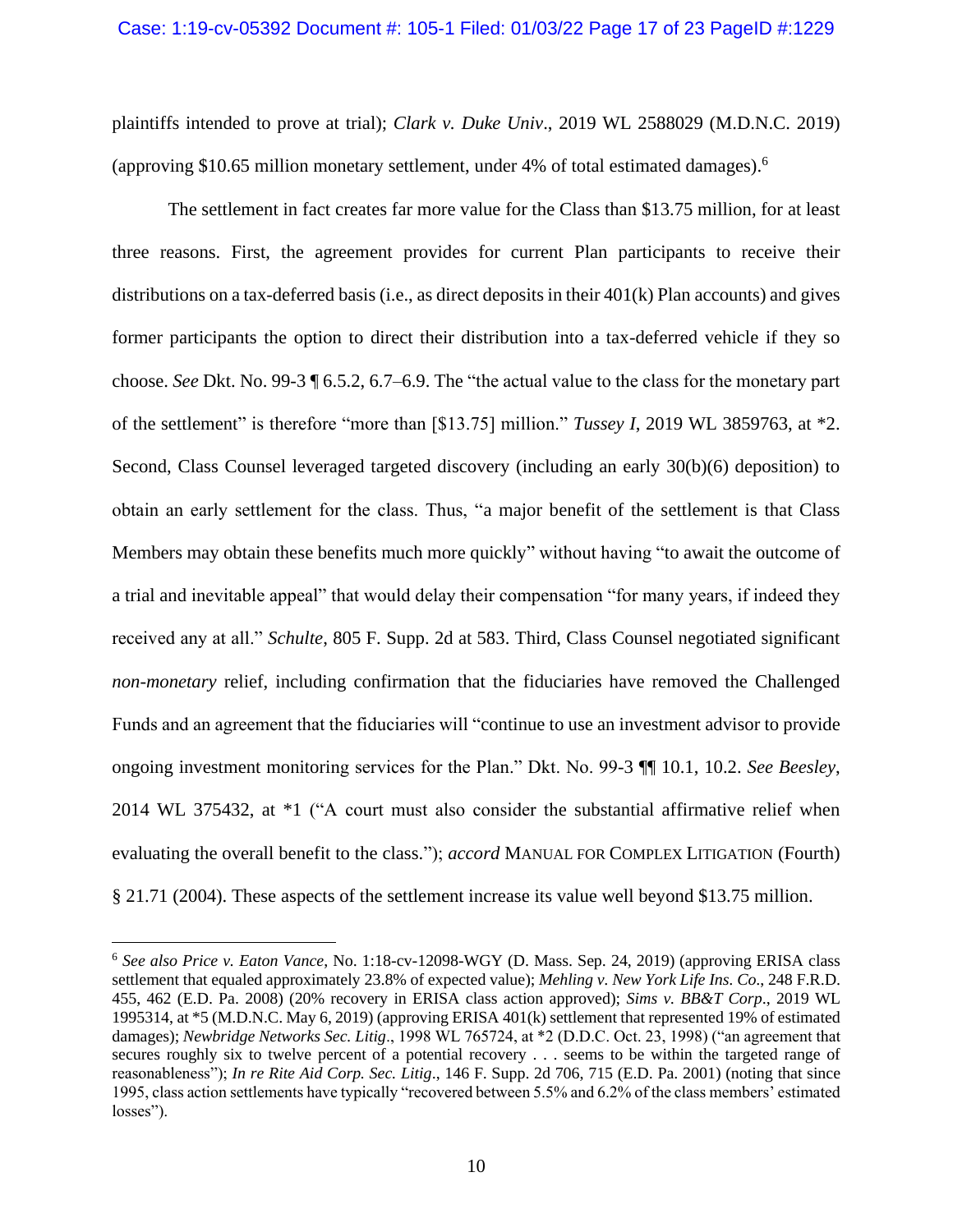plaintiffs intended to prove at trial); *Clark v. Duke Univ*., 2019 WL 2588029 (M.D.N.C. 2019) (approving $10.65 million monetary settlement, under 4% of total estimated damages).[6]

The settlement in fact creates far more value for the Class than $13.75 million, for at least three reasons. First, the agreement provides for current Plan participants to receive their distributions on a tax-deferred basis (i.e., as direct deposits in their 401(k) Plan accounts) and gives former participants the option to direct their distribution into a tax-deferred vehicle if they so choose. *See* Dkt. No. 99-3 ¶ 6.5.2, 6.7–6.9. The "the actual value to the class for the monetary part of the settlement" is therefore "more than [$13.75] million." *Tussey I*, 2019 WL 3859763, at *2. Second, Class Counsel leveraged targeted discovery (including an early 30(b)(6) deposition) to obtain an early settlement for the class. Thus, "a major benefit of the settlement is that Class Members may obtain these benefits much more quickly" without having "to await the outcome of a trial and inevitable appeal" that would delay their compensation "for many years, if indeed they received any at all." *Schulte*, 805 F. Supp. 2d at 583. Third, Class Counsel negotiated significant *non-monetary* relief, including confirmation that the fiduciaries have removed the Challenged Funds and an agreement that the fiduciaries will "continue to use an investment advisor to provide ongoing investment monitoring services for the Plan." Dkt. No. 99-3 ¶¶ 10.1, 10.2. *See Beesley*, 2014 WL 375432, at *1 ("A court must also consider the substantial affirmative relief when evaluating the overall benefit to the class."); *accord* MANUAL FOR COMPLEX LITIGATION (Fourth) § 21.71 (2004). These aspects of the settlement increase its value well beyond $13.75 million.

---

[6] *See also Price v. Eaton Vance*, No. 1:18-cv-12098-WGY (D. Mass. Sep. 24, 2019) (approving ERISA class settlement that equaled approximately 23.8% of expected value); *Mehling v. New York Life Ins. Co*., 248 F.R.D. 455, 462 (E.D. Pa. 2008) (20% recovery in ERISA class action approved); *Sims v. BB&T Corp*., 2019 WL 1995314, at *5 (M.D.N.C. May 6, 2019) (approving ERISA 401(k) settlement that represented 19% of estimated damages); *Newbridge Networks Sec. Litig*., 1998 WL 765724, at *2 (D.D.C. Oct. 23, 1998) ("an agreement that secures roughly six to twelve percent of a potential recovery . . . seems to be within the targeted range of reasonableness"); *In re Rite Aid Corp. Sec. Litig*., 146 F. Supp. 2d 706, 715 (E.D. Pa. 2001) (noting that since 1995, class action settlements have typically "recovered between 5.5% and 6.2% of the class members' estimated losses").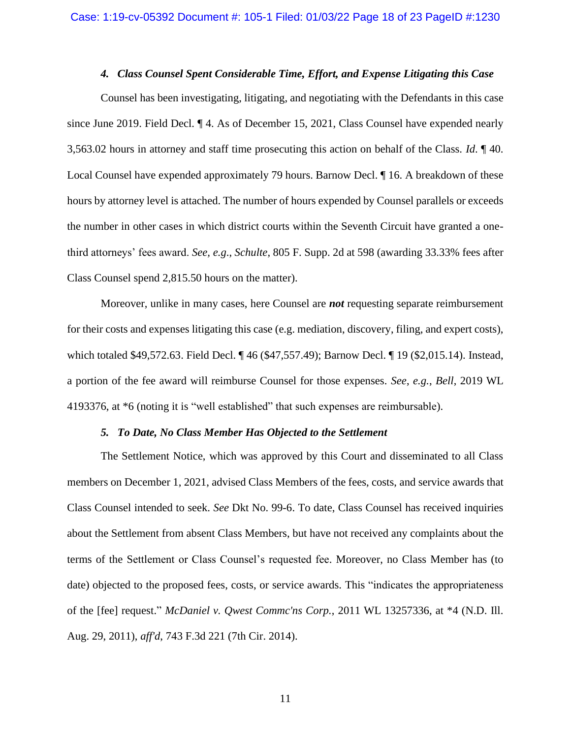#### *4. Class Counsel Spent Considerable Time, Effort, and Expense Litigating this Case*

Counsel has been investigating, litigating, and negotiating with the Defendants in this case since June 2019. Field Decl. ¶ 4. As of December 15, 2021, Class Counsel have expended nearly 3,563.02 hours in attorney and staff time prosecuting this action on behalf of the Class. *Id*. ¶ 40. Local Counsel have expended approximately 79 hours. Barnow Decl. ¶ 16. A breakdown of these hours by attorney level is attached. The number of hours expended by Counsel parallels or exceeds the number in other cases in which district courts within the Seventh Circuit have granted a one-third attorneys' fees award. *See, e.g.*, *Schulte*, 805 F. Supp. 2d at 598 (awarding 33.33% fees after Class Counsel spend 2,815.50 hours on the matter).

Moreover, unlike in many cases, here Counsel are ***not*** requesting separate reimbursement for their costs and expenses litigating this case (e.g. mediation, discovery, filing, and expert costs), which totaled $49,572.63. Field Decl. ¶ 46 ($47,557.49); Barnow Decl. ¶ 19 ($2,015.14). Instead, a portion of the fee award will reimburse Counsel for those expenses. *See*, *e.g.*, *Bell*, 2019 WL 4193376, at *6 (noting it is "well established" that such expenses are reimbursable).

#### *5. To Date, No Class Member Has Objected to the Settlement*

The Settlement Notice, which was approved by this Court and disseminated to all Class members on December 1, 2021, advised Class Members of the fees, costs, and service awards that Class Counsel intended to seek. *See* Dkt No. 99-6. To date, Class Counsel has received inquiries about the Settlement from absent Class Members, but have not received any complaints about the terms of the Settlement or Class Counsel's requested fee. Moreover, no Class Member has (to date) objected to the proposed fees, costs, or service awards. This "indicates the appropriateness of the [fee] request." *McDaniel v. Qwest Commc'ns Corp.*, 2011 WL 13257336, at *4 (N.D. Ill. Aug. 29, 2011), *aff'd*, 743 F.3d 221 (7th Cir. 2014).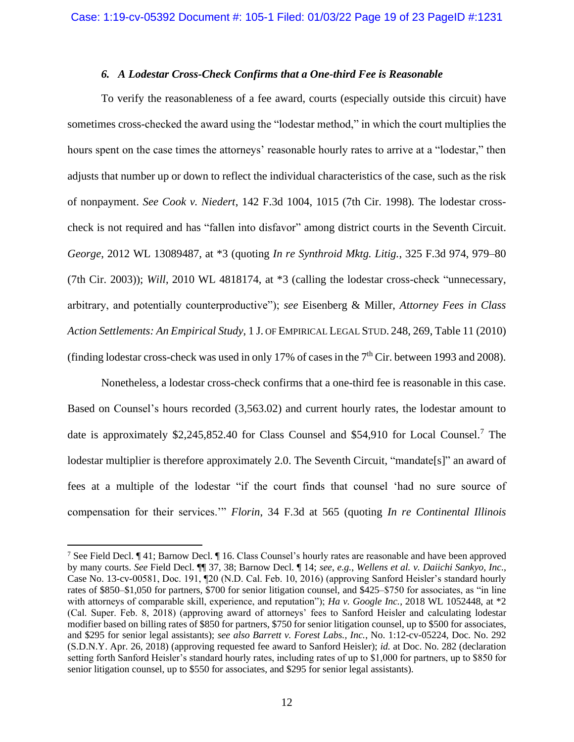### *6. A Lodestar Cross-Check Confirms that a One-third Fee is Reasonable*

To verify the reasonableness of a fee award, courts (especially outside this circuit) have sometimes cross-checked the award using the "lodestar method," in which the court multiplies the hours spent on the case times the attorneys' reasonable hourly rates to arrive at a "lodestar," then adjusts that number up or down to reflect the individual characteristics of the case, such as the risk of nonpayment. *See Cook v. Niedert*, 142 F.3d 1004, 1015 (7th Cir. 1998). The lodestar cross-check is not required and has "fallen into disfavor" among district courts in the Seventh Circuit. *George*, 2012 WL 13089487, at *3 (quoting *In re Synthroid Mktg. Litig.*, 325 F.3d 974, 979–80 (7th Cir. 2003)); *Will*, 2010 WL 4818174, at *3 (calling the lodestar cross-check "unnecessary, arbitrary, and potentially counterproductive"); *see* Eisenberg & Miller, *Attorney Fees in Class Action Settlements: An Empirical Study*, 1 J. OF EMPIRICAL LEGAL STUD. 248, 269, Table 11 (2010) (finding lodestar cross-check was used in only 17% of cases in the 7th Cir. between 1993 and 2008).

Nonetheless, a lodestar cross-check confirms that a one-third fee is reasonable in this case. Based on Counsel's hours recorded (3,563.02) and current hourly rates, the lodestar amount to date is approximately $2,245,852.40 for Class Counsel and $54,910 for Local Counsel.[7] The lodestar multiplier is therefore approximately 2.0. The Seventh Circuit, "mandate[s]" an award of fees at a multiple of the lodestar "if the court finds that counsel 'had no sure source of compensation for their services.'" *Florin*, 34 F.3d at 565 (quoting *In re Continental Illinois*

---

[7] See Field Decl. ¶ 41; Barnow Decl. ¶ 16. Class Counsel's hourly rates are reasonable and have been approved by many courts. *See* Field Decl. ¶¶ 37, 38; Barnow Decl. ¶ 14; *see, e.g.*, *Wellens et al. v. Daiichi Sankyo, Inc.*, Case No. 13-cv-00581, Doc. 191, ¶20 (N.D. Cal. Feb. 10, 2016) (approving Sanford Heisler's standard hourly rates of $850–$1,050 for partners, $700 for senior litigation counsel, and $425–$750 for associates, as "in line with attorneys of comparable skill, experience, and reputation"); *Ha v. Google Inc.*, 2018 WL 1052448, at *2 (Cal. Super. Feb. 8, 2018) (approving award of attorneys' fees to Sanford Heisler and calculating lodestar modifier based on billing rates of $850 for partners, $750 for senior litigation counsel, up to $500 for associates, and $295 for senior legal assistants); *see also Barrett v. Forest Labs., Inc.*, No. 1:12-cv-05224, Doc. No. 292 (S.D.N.Y. Apr. 26, 2018) (approving requested fee award to Sanford Heisler); *id.* at Doc. No. 282 (declaration setting forth Sanford Heisler's standard hourly rates, including rates of up to $1,000 for partners, up to $850 for senior litigation counsel, up to $550 for associates, and $295 for senior legal assistants).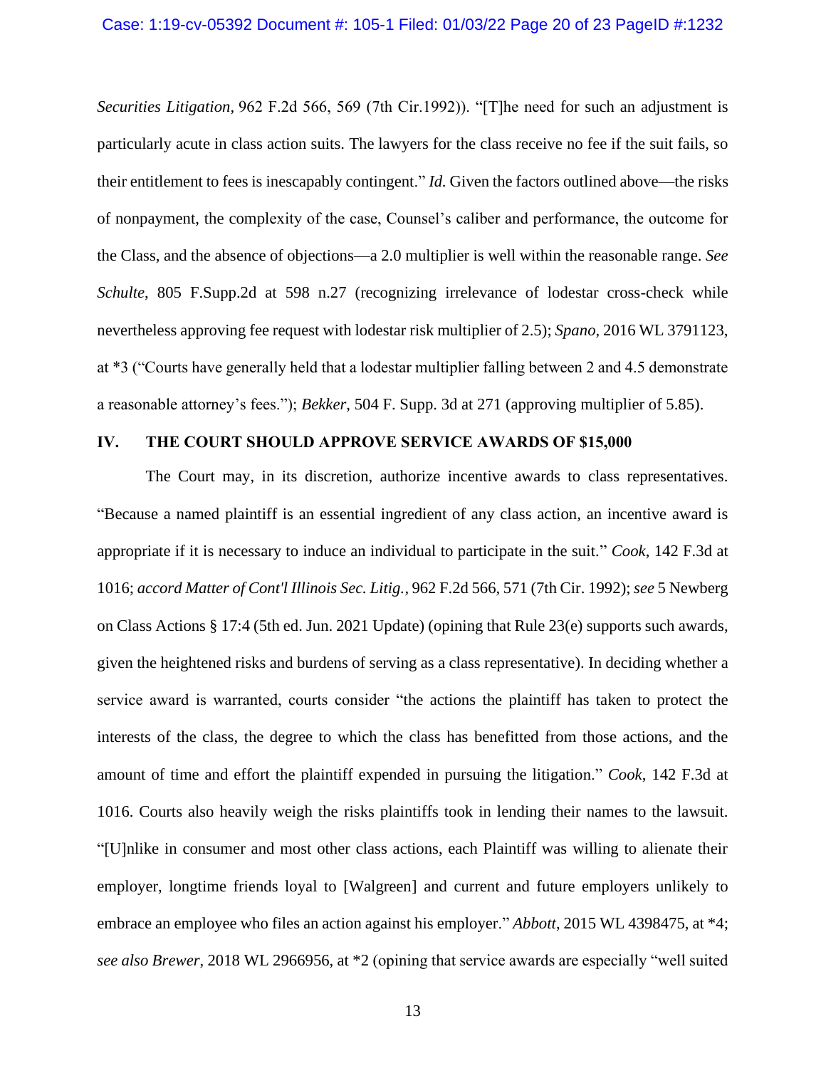*Securities Litigation*, 962 F.2d 566, 569 (7th Cir.1992)). "[T]he need for such an adjustment is particularly acute in class action suits. The lawyers for the class receive no fee if the suit fails, so their entitlement to fees is inescapably contingent." *Id.* Given the factors outlined above—the risks of nonpayment, the complexity of the case, Counsel's caliber and performance, the outcome for the Class, and the absence of objections—a 2.0 multiplier is well within the reasonable range. *See Schulte*, 805 F.Supp.2d at 598 n.27 (recognizing irrelevance of lodestar cross-check while nevertheless approving fee request with lodestar risk multiplier of 2.5); *Spano*, 2016 WL 3791123, at *3 ("Courts have generally held that a lodestar multiplier falling between 2 and 4.5 demonstrate a reasonable attorney's fees."); *Bekker*, 504 F. Supp. 3d at 271 (approving multiplier of 5.85).

## IV. THE COURT SHOULD APPROVE SERVICE AWARDS OF $15,000

The Court may, in its discretion, authorize incentive awards to class representatives. "Because a named plaintiff is an essential ingredient of any class action, an incentive award is appropriate if it is necessary to induce an individual to participate in the suit." *Cook*, 142 F.3d at 1016; *accord Matter of Cont'l Illinois Sec. Litig.*, 962 F.2d 566, 571 (7th Cir. 1992); *see* 5 Newberg on Class Actions § 17:4 (5th ed. Jun. 2021 Update) (opining that Rule 23(e) supports such awards, given the heightened risks and burdens of serving as a class representative). In deciding whether a service award is warranted, courts consider "the actions the plaintiff has taken to protect the interests of the class, the degree to which the class has benefitted from those actions, and the amount of time and effort the plaintiff expended in pursuing the litigation." *Cook*, 142 F.3d at 1016. Courts also heavily weigh the risks plaintiffs took in lending their names to the lawsuit. "[U]nlike in consumer and most other class actions, each Plaintiff was willing to alienate their employer, longtime friends loyal to [Walgreen] and current and future employers unlikely to embrace an employee who files an action against his employer." *Abbott*, 2015 WL 4398475, at *4; *see also Brewer*, 2018 WL 2966956, at *2 (opining that service awards are especially "well suited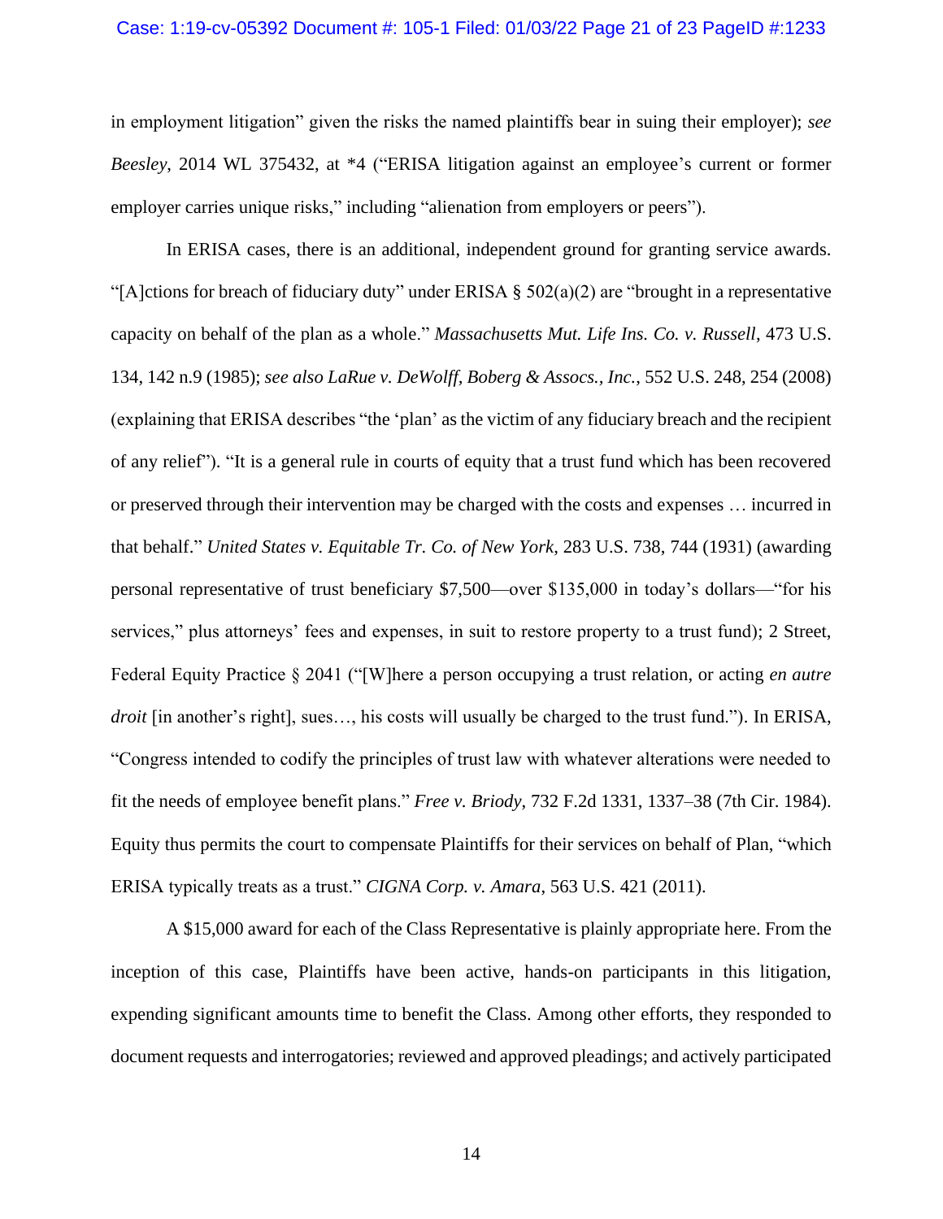in employment litigation" given the risks the named plaintiffs bear in suing their employer); *see Beesley*, 2014 WL 375432, at *4 ("ERISA litigation against an employee's current or former employer carries unique risks," including "alienation from employers or peers").

In ERISA cases, there is an additional, independent ground for granting service awards. "[A]ctions for breach of fiduciary duty" under ERISA § 502(a)(2) are "brought in a representative capacity on behalf of the plan as a whole." *Massachusetts Mut. Life Ins. Co. v. Russell*, 473 U.S. 134, 142 n.9 (1985); *see also LaRue v. DeWolff, Boberg & Assocs., Inc.*, 552 U.S. 248, 254 (2008) (explaining that ERISA describes "the 'plan' as the victim of any fiduciary breach and the recipient of any relief"). "It is a general rule in courts of equity that a trust fund which has been recovered or preserved through their intervention may be charged with the costs and expenses … incurred in that behalf." *United States v. Equitable Tr. Co. of New York*, 283 U.S. 738, 744 (1931) (awarding personal representative of trust beneficiary $7,500—over $135,000 in today's dollars—"for his services," plus attorneys' fees and expenses, in suit to restore property to a trust fund); 2 Street, Federal Equity Practice § 2041 ("[W]here a person occupying a trust relation, or acting *en autre droit* [in another's right], sues…, his costs will usually be charged to the trust fund."). In ERISA, "Congress intended to codify the principles of trust law with whatever alterations were needed to fit the needs of employee benefit plans." *Free v. Briody*, 732 F.2d 1331, 1337–38 (7th Cir. 1984). Equity thus permits the court to compensate Plaintiffs for their services on behalf of Plan, "which ERISA typically treats as a trust." *CIGNA Corp. v. Amara*, 563 U.S. 421 (2011).

A $15,000 award for each of the Class Representative is plainly appropriate here. From the inception of this case, Plaintiffs have been active, hands-on participants in this litigation, expending significant amounts time to benefit the Class. Among other efforts, they responded to document requests and interrogatories; reviewed and approved pleadings; and actively participated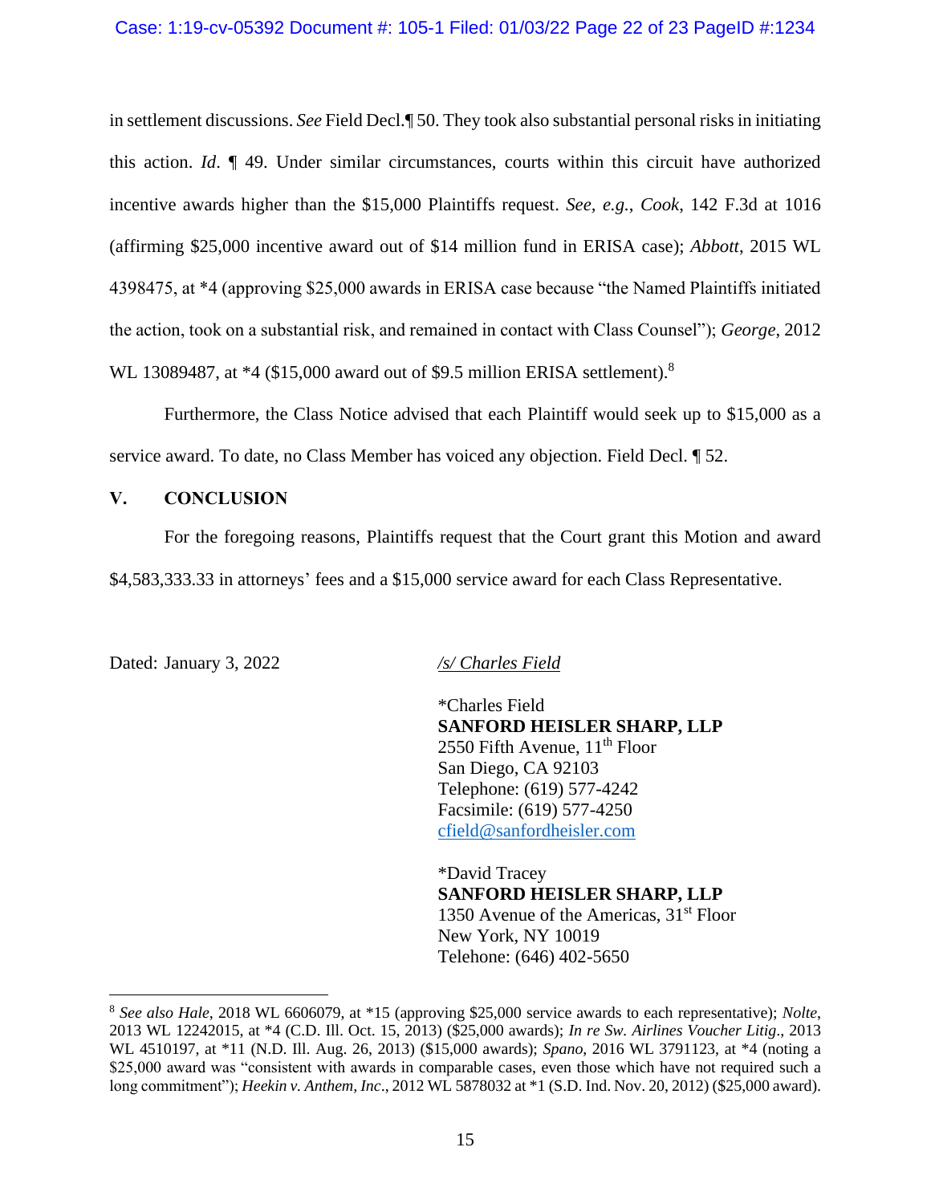in settlement discussions. *See* Field Decl.¶ 50. They took also substantial personal risks in initiating this action. *Id*. ¶ 49. Under similar circumstances, courts within this circuit have authorized incentive awards higher than the $15,000 Plaintiffs request. *See, e.g.*, *Cook*, 142 F.3d at 1016 (affirming $25,000 incentive award out of $14 million fund in ERISA case); *Abbott*, 2015 WL 4398475, at *4 (approving $25,000 awards in ERISA case because "the Named Plaintiffs initiated the action, took on a substantial risk, and remained in contact with Class Counsel"); *George*, 2012 WL 13089487, at *4 ($15,000 award out of $9.5 million ERISA settlement).[8]

Furthermore, the Class Notice advised that each Plaintiff would seek up to $15,000 as a service award. To date, no Class Member has voiced any objection. Field Decl. ¶ 52.

## V. CONCLUSION

For the foregoing reasons, Plaintiffs request that the Court grant this Motion and award $4,583,333.33 in attorneys' fees and a $15,000 service award for each Class Representative.

Dated: January 3, 2022

*/s/ Charles Field*

*Charles Field
**SANFORD HEISLER SHARP, LLP**
2550 Fifth Avenue, 11th Floor
San Diego, CA 92103
Telephone: (619) 577-4242
Facsimile: (619) 577-4250
cfield@sanfordheisler.com

*David Tracey
**SANFORD HEISLER SHARP, LLP**
1350 Avenue of the Americas, 31st Floor
New York, NY 10019
Telehone: (646) 402-5650

---

[8] *See also Hale*, 2018 WL 6606079, at *15 (approving $25,000 service awards to each representative); *Nolte*, 2013 WL 12242015, at *4 (C.D. Ill. Oct. 15, 2013) ($25,000 awards); *In re Sw. Airlines Voucher Litig*., 2013 WL 4510197, at *11 (N.D. Ill. Aug. 26, 2013) ($15,000 awards); *Spano*, 2016 WL 3791123, at *4 (noting a $25,000 award was "consistent with awards in comparable cases, even those which have not required such a long commitment"); *Heekin v. Anthem, Inc*., 2012 WL 5878032 at *1 (S.D. Ind. Nov. 20, 2012) ($25,000 award).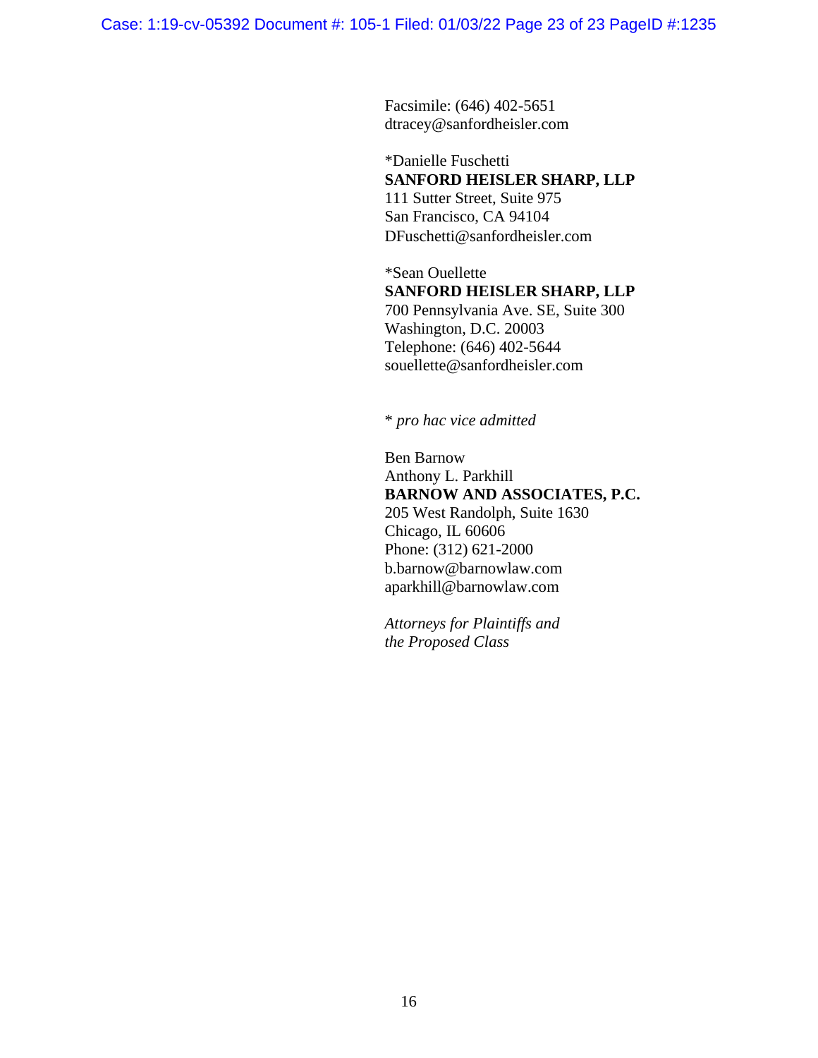Facsimile: (646) 402-5651
dtracey@sanfordheisler.com

*Danielle Fuschetti
**SANFORD HEISLER SHARP, LLP**
111 Sutter Street, Suite 975
San Francisco, CA 94104
DFuschetti@sanfordheisler.com

*Sean Ouellette
**SANFORD HEISLER SHARP, LLP**
700 Pennsylvania Ave. SE, Suite 300
Washington, D.C. 20003
Telephone: (646) 402-5644
souellette@sanfordheisler.com

\* *pro hac vice admitted*

Ben Barnow
Anthony L. Parkhill
**BARNOW AND ASSOCIATES, P.C.**
205 West Randolph, Suite 1630
Chicago, IL 60606
Phone: (312) 621-2000
b.barnow@barnowlaw.com
aparkhill@barnowlaw.com

*Attorneys for Plaintiffs and the Proposed Class*